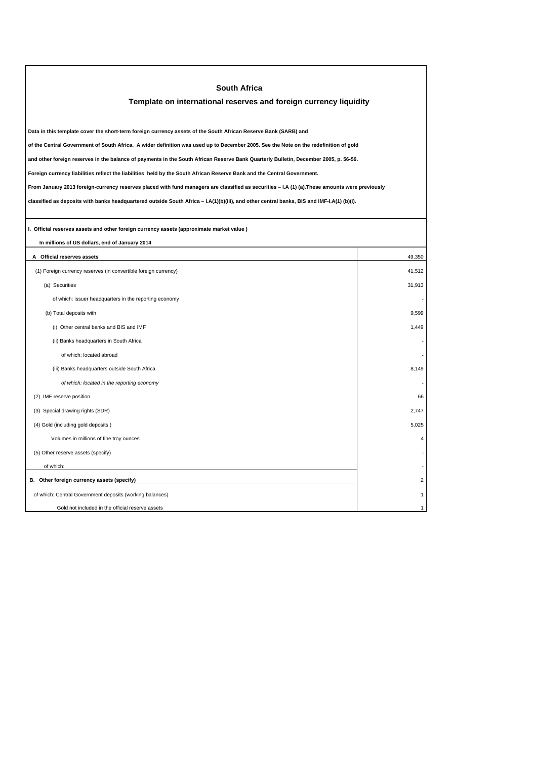# South Africa

## Template on international reserves and foreign currency liquidity

**Data in this template cover the short-term foreign currency assets of the South African Reserve Bank (SARB) and**

**of the Central Government of South Africa. A wider definition was used up to December 2005. See the Note on the redefinition of gold**

**and other foreign reserves in the balance of payments in the South African Reserve Bank Quarterly Bulletin, December 2005, p. 56-59.**

**Foreign currency liabilities reflect the liabilities held by the South African Reserve Bank and the Central Government.**

**From January 2013 foreign-currency reserves placed with fund managers are classified as securities – I.A (1) (a).These amounts were previously**

**classified as deposits with banks headquartered outside South Africa – I.A(1)(b)(iii), and other central banks, BIS and IMF-I.A(1) (b)(i).**

**I. Official reserves assets and other foreign currency assets (approximate market value )**

**In millions of US dollars, end of January 2014**

| | |
|---|---|
| **A Official reserves assets** | 49,350 |
| (1) Foreign currency reserves (in convertible foreign currency) | 41,512 |
| (a) Securities | 31,913 |
| of which: issuer headquarters in the reporting economy | - |
| (b) Total deposits with | 9,599 |
| (i) Other central banks and BIS and IMF | 1,449 |
| (ii) Banks headquarters in South Africa | - |
| of which: located abroad | - |
| (iii) Banks headquarters outside South Africa | 8,149 |
| *of which: located in the reporting economy* | - |
| (2) IMF reserve position | 66 |
| (3) Special drawing rights (SDR) | 2,747 |
| (4) Gold (including gold deposits ) | 5,025 |
| Volumes in millions of fine troy ounces | 4 |
| (5) Other reserve assets (specify) | - |
| of which: | - |
| **B. Other foreign currency assets (specify)** | 2 |
| of which: Central Government deposits (working balances) | 1 |
| Gold not included in the official reserve assets | 1 |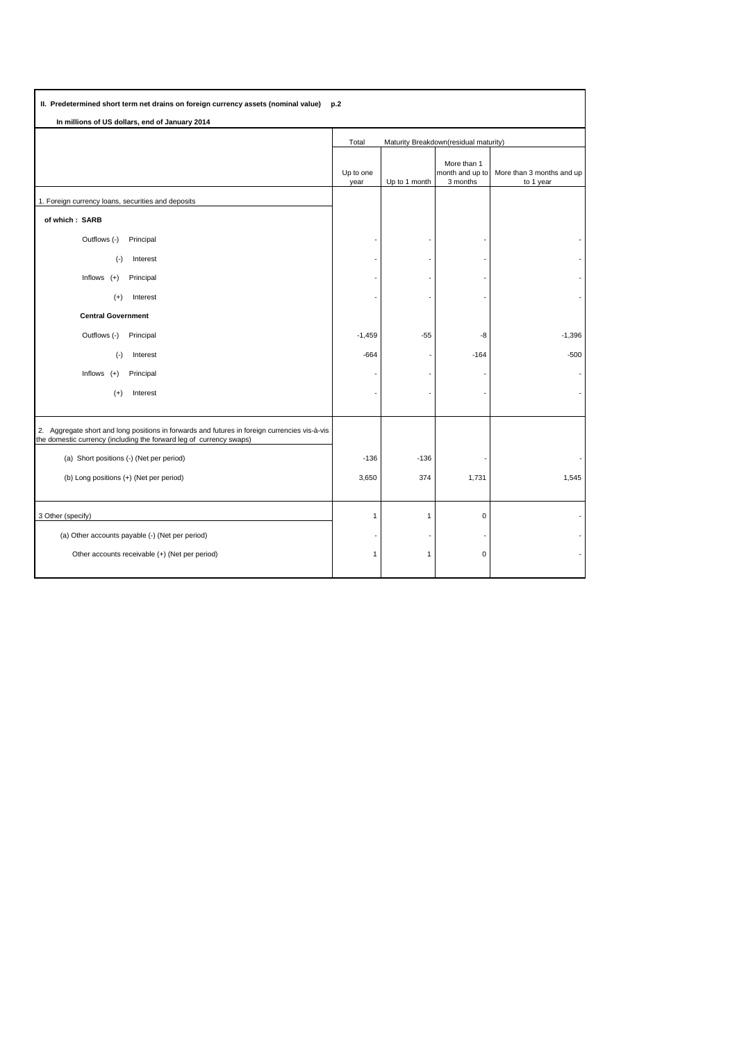## II. Predetermined short term net drains on foreign currency assets (nominal value) p.2

**In millions of US dollars, end of January 2014**

| | Total | Maturity Breakdown(residual maturity) | | |
|---|---|---|---|---|
| | Up to one year | Up to 1 month | More than 1 month and up to 3 months | More than 3 months and up to 1 year |
| 1. Foreign currency loans, securities and deposits | | | | |
| **of which : SARB** | | | | |
| Outflows (-) Principal | - | - | - | - |
| (-) Interest | - | - | - | - |
| Inflows (+) Principal | - | - | - | - |
| (+) Interest | - | - | - | - |
| **Central Government** | | | | |
| Outflows (-) Principal | -1,459 | -55 | -8 | -1,396 |
| (-) Interest | -664 | - | -164 | -500 |
| Inflows (+) Principal | - | - | - | - |
| (+) Interest | - | - | - | - |
| 2. Aggregate short and long positions in forwards and futures in foreign currencies vis-à-vis the domestic currency (including the forward leg of currency swaps) | | | | |
| (a) Short positions (-) (Net per period) | -136 | -136 | - | - |
| (b) Long positions (+) (Net per period) | 3,650 | 374 | 1,731 | 1,545 |
| 3 Other (specify) | 1 | 1 | 0 | - |
| (a) Other accounts payable (-) (Net per period) | - | - | - | - |
| Other accounts receivable (+) (Net per period) | 1 | 1 | 0 | - |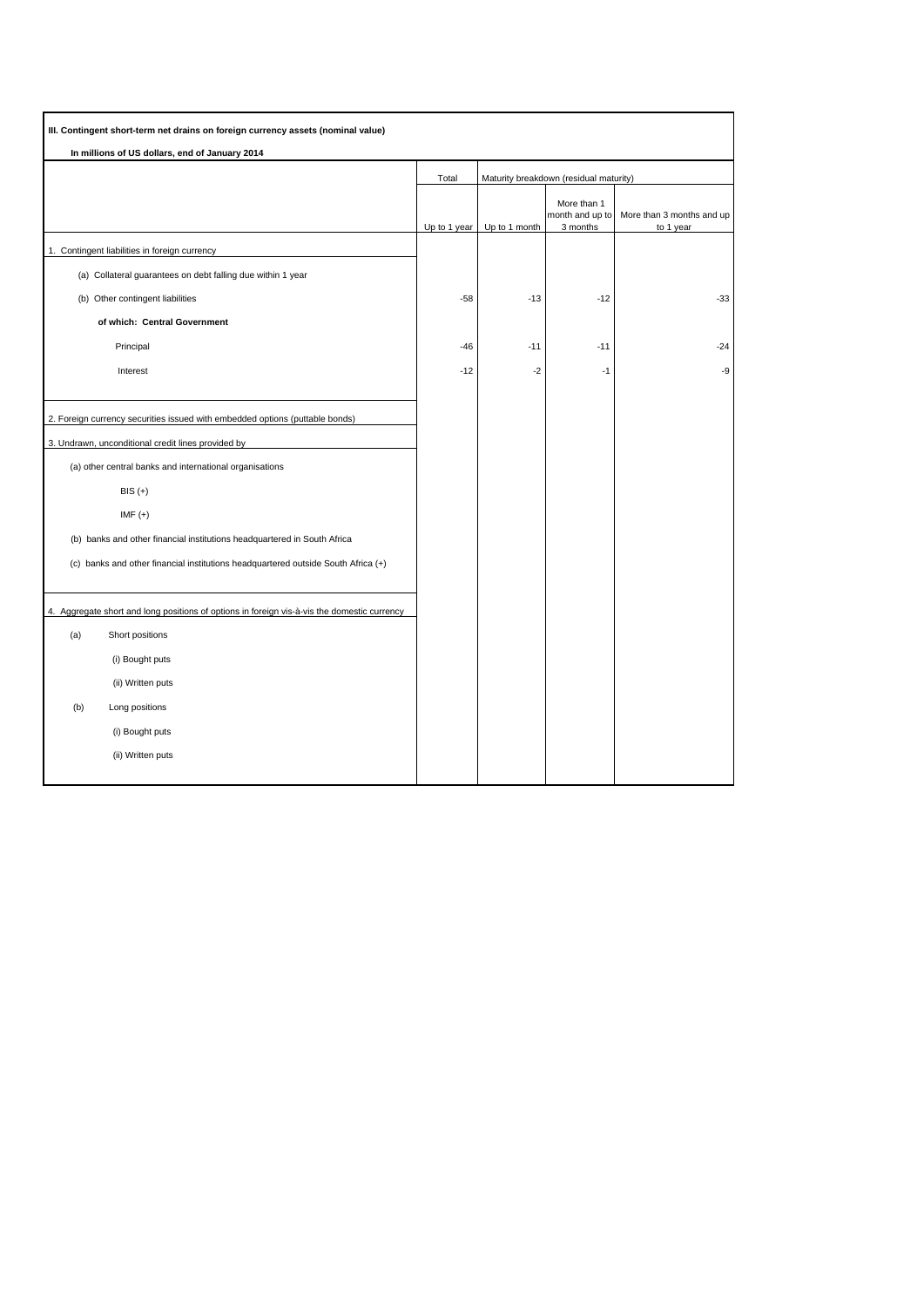**III. Contingent short-term net drains on foreign currency assets (nominal value)**

**In millions of US dollars, end of January 2014**

| | Total | Maturity breakdown (residual maturity) | | |
|---|---|---|---|---|
| | Up to 1 year | Up to 1 month | More than 1 month and up to 3 months | More than 3 months and up to 1 year |
| 1. Contingent liabilities in foreign currency | | | | |
| (a) Collateral guarantees on debt falling due within 1 year | | | | |
| (b) Other contingent liabilities | -58 | -13 | -12 | -33 |
| **of which: Central Government** | | | | |
| Principal | -46 | -11 | -11 | -24 |
| Interest | -12 | -2 | -1 | -9 |
| 2. Foreign currency securities issued with embedded options (puttable bonds) | | | | |
| 3. Undrawn, unconditional credit lines provided by | | | | |
| (a) other central banks and international organisations | | | | |
| BIS (+) | | | | |
| IMF (+) | | | | |
| (b) banks and other financial institutions headquartered in South Africa | | | | |
| (c) banks and other financial institutions headquartered outside South Africa (+) | | | | |
| 4. Aggregate short and long positions of options in foreign vis-à-vis the domestic currency | | | | |
| (a) Short positions | | | | |
| (i) Bought puts | | | | |
| (ii) Written puts | | | | |
| (b) Long positions | | | | |
| (i) Bought puts | | | | |
| (ii) Written puts | | | | |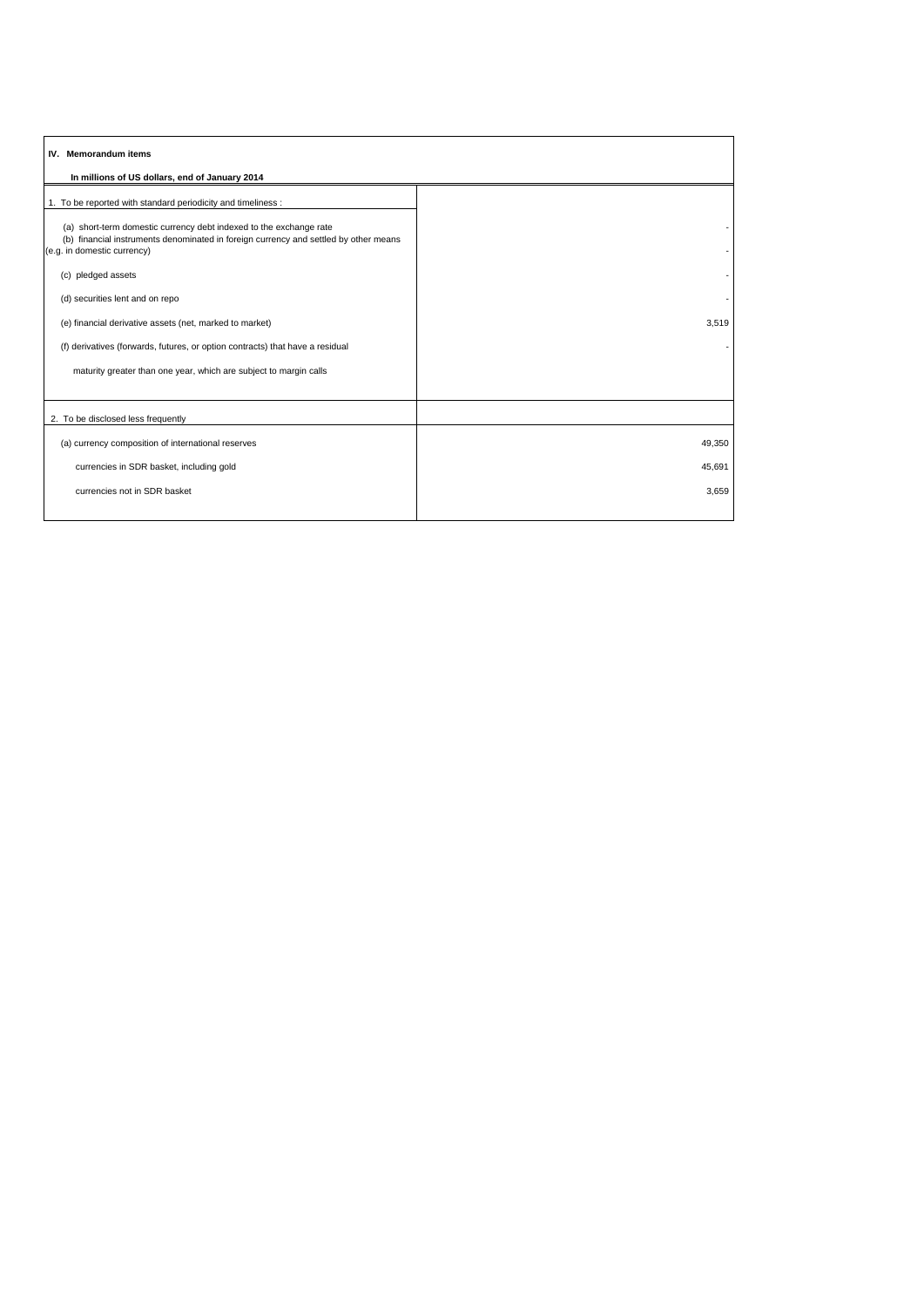| IV. Memorandum items | |
|---|---|
| In millions of US dollars, end of January 2014 | |
| 1. To be reported with standard periodicity and timeliness : | |
| (a) short-term domestic currency debt indexed to the exchange rate | - |
| (b) financial instruments denominated in foreign currency and settled by other means (e.g. in domestic currency) | - |
| (c) pledged assets | - |
| (d) securities lent and on repo | - |
| (e) financial derivative assets (net, marked to market) | 3,519 |
| (f) derivatives (forwards, futures, or option contracts) that have a residual | - |
| maturity greater than one year, which are subject to margin calls | |
| 2. To be disclosed less frequently | |
| (a) currency composition of international reserves | 49,350 |
| currencies in SDR basket, including gold | 45,691 |
| currencies not in SDR basket | 3,659 |